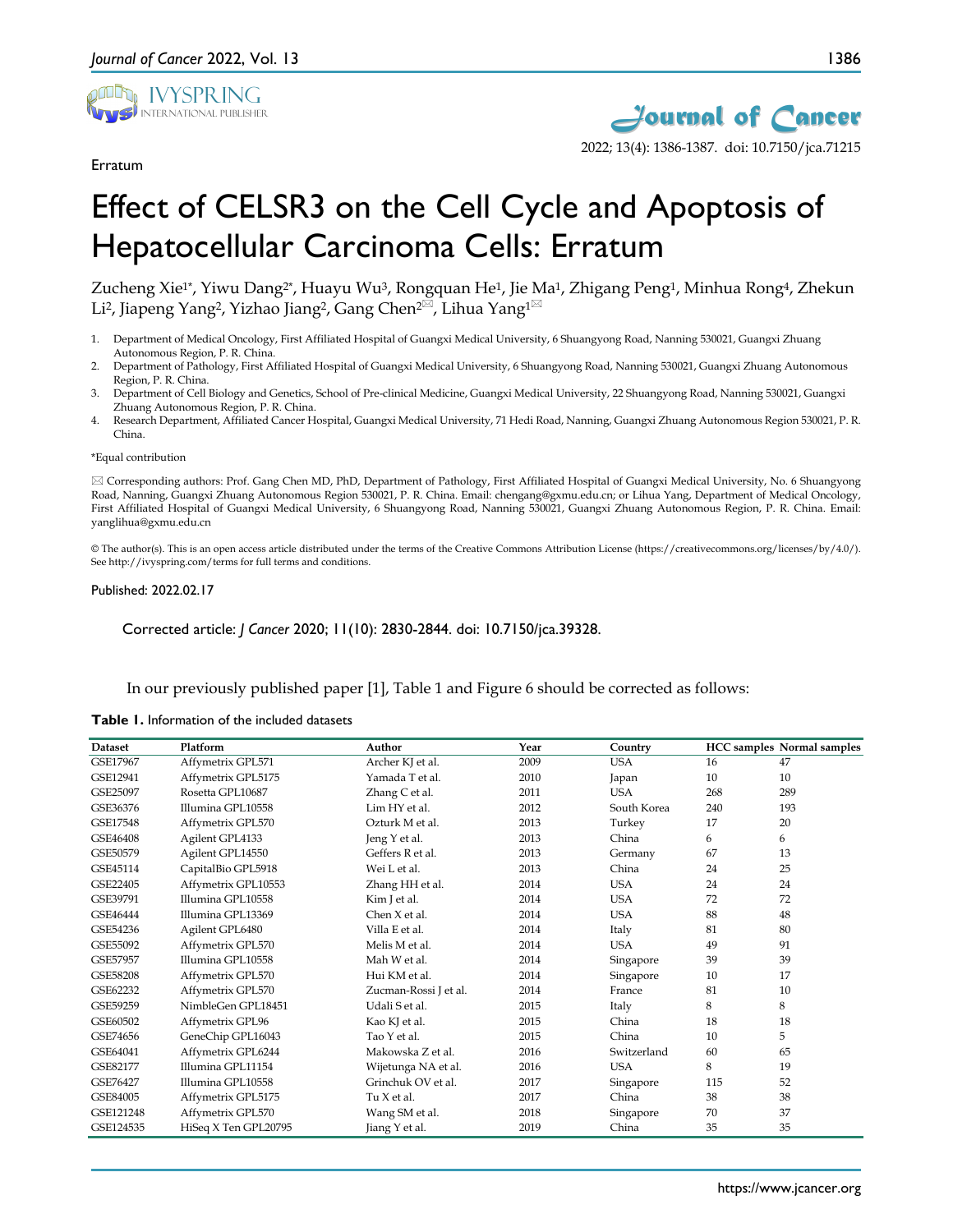Erratum

# Effect of CELSR3 on the Cell Cycle and Apoptosis of Hepatocellular Carcinoma Cells: Erratum

Zucheng Xie[1*], Yiwu Dang[2*], Huayu Wu[3], Rongquan He[1], Jie Ma[1], Zhigang Peng[1], Minhua Rong[4], Zhekun Li[2], Jiapeng Yang[2], Yizhao Jiang[2], Gang Chen[2]✉, Lihua Yang[1]✉

1. Department of Medical Oncology, First Affiliated Hospital of Guangxi Medical University, 6 Shuangyong Road, Nanning 530021, Guangxi Zhuang Autonomous Region, P. R. China.
2. Department of Pathology, First Affiliated Hospital of Guangxi Medical University, 6 Shuangyong Road, Nanning 530021, Guangxi Zhuang Autonomous Region, P. R. China.
3. Department of Cell Biology and Genetics, School of Pre-clinical Medicine, Guangxi Medical University, 22 Shuangyong Road, Nanning 530021, Guangxi Zhuang Autonomous Region, P. R. China.
4. Research Department, Affiliated Cancer Hospital, Guangxi Medical University, 71 Hedi Road, Nanning, Guangxi Zhuang Autonomous Region 530021, P. R. China.

*Equal contribution

✉ Corresponding authors: Prof. Gang Chen MD, PhD, Department of Pathology, First Affiliated Hospital of Guangxi Medical University, No. 6 Shuangyong Road, Nanning, Guangxi Zhuang Autonomous Region 530021, P. R. China. Email: chengang@gxmu.edu.cn; or Lihua Yang, Department of Medical Oncology, First Affiliated Hospital of Guangxi Medical University, 6 Shuangyong Road, Nanning 530021, Guangxi Zhuang Autonomous Region, P. R. China. Email: yanglihua@gxmu.edu.cn

© The author(s). This is an open access article distributed under the terms of the Creative Commons Attribution License (https://creativecommons.org/licenses/by/4.0/). See http://ivyspring.com/terms for full terms and conditions.

Published: 2022.02.17

Corrected article: *J Cancer* 2020; 11(10): 2830-2844. doi: 10.7150/jca.39328.

In our previously published paper [1], Table 1 and Figure 6 should be corrected as follows:

**Table 1.** Information of the included datasets

| Dataset | Platform | Author | Year | Country | HCC samples | Normal samples |
|---|---|---|---|---|---|---|
| GSE17967 | Affymetrix GPL571 | Archer KJ et al. | 2009 | USA | 16 | 47 |
| GSE12941 | Affymetrix GPL5175 | Yamada T et al. | 2010 | Japan | 10 | 10 |
| GSE25097 | Rosetta GPL10687 | Zhang C et al. | 2011 | USA | 268 | 289 |
| GSE36376 | Illumina GPL10558 | Lim HY et al. | 2012 | South Korea | 240 | 193 |
| GSE17548 | Affymetrix GPL570 | Ozturk M et al. | 2013 | Turkey | 17 | 20 |
| GSE46408 | Agilent GPL4133 | Jeng Y et al. | 2013 | China | 6 | 6 |
| GSE50579 | Agilent GPL14550 | Geffers R et al. | 2013 | Germany | 67 | 13 |
| GSE45114 | CapitalBio GPL5918 | Wei L et al. | 2013 | China | 24 | 25 |
| GSE22405 | Affymetrix GPL10553 | Zhang HH et al. | 2014 | USA | 24 | 24 |
| GSE39791 | Illumina GPL10558 | Kim J et al. | 2014 | USA | 72 | 72 |
| GSE46444 | Illumina GPL13369 | Chen X et al. | 2014 | USA | 88 | 48 |
| GSE54236 | Agilent GPL6480 | Villa E et al. | 2014 | Italy | 81 | 80 |
| GSE55092 | Affymetrix GPL570 | Melis M et al. | 2014 | USA | 49 | 91 |
| GSE57957 | Illumina GPL10558 | Mah W et al. | 2014 | Singapore | 39 | 39 |
| GSE58208 | Affymetrix GPL570 | Hui KM et al. | 2014 | Singapore | 10 | 17 |
| GSE62232 | Affymetrix GPL570 | Zucman-Rossi J et al. | 2014 | France | 81 | 10 |
| GSE59259 | NimbleGen GPL18451 | Udali S et al. | 2015 | Italy | 8 | 8 |
| GSE60502 | Affymetrix GPL96 | Kao KJ et al. | 2015 | China | 18 | 18 |
| GSE74656 | GeneChip GPL16043 | Tao Y et al. | 2015 | China | 10 | 5 |
| GSE64041 | Affymetrix GPL6244 | Makowska Z et al. | 2016 | Switzerland | 60 | 65 |
| GSE82177 | Illumina GPL11154 | Wijetunga NA et al. | 2016 | USA | 8 | 19 |
| GSE76427 | Illumina GPL10558 | Grinchuk OV et al. | 2017 | Singapore | 115 | 52 |
| GSE84005 | Affymetrix GPL5175 | Tu X et al. | 2017 | China | 38 | 38 |
| GSE121248 | Affymetrix GPL570 | Wang SM et al. | 2018 | Singapore | 70 | 37 |
| GSE124535 | HiSeq X Ten GPL20795 | Jiang Y et al. | 2019 | China | 35 | 35 |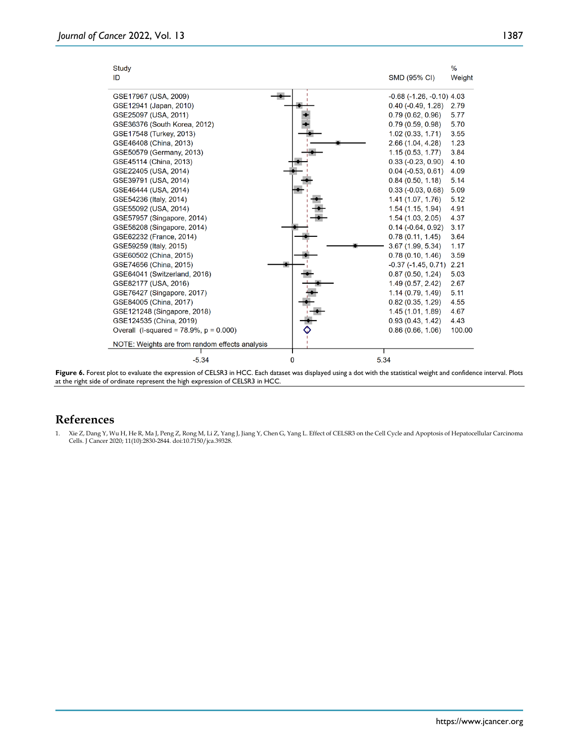Study ID | SMD (95% CI) | % Weight

GSE17967 (USA, 2009) -0.68 (-1.26, -0.10) 4.03
GSE12941 (Japan, 2010) 0.40 (-0.49, 1.28) 2.79
GSE25097 (USA, 2011) 0.79 (0.62, 0.96) 5.77
GSE36376 (South Korea, 2012) 0.79 (0.59, 0.98) 5.70
GSE17548 (Turkey, 2013) 1.02 (0.33, 1.71) 3.55
GSE46408 (China, 2013) 2.66 (1.04, 4.28) 1.23
GSE50579 (Germany, 2013) 1.15 (0.53, 1.77) 3.84
GSE45114 (China, 2013) 0.33 (-0.23, 0.90) 4.10
GSE22405 (USA, 2014) 0.04 (-0.53, 0.61) 4.09
GSE39791 (USA, 2014) 0.84 (0.50, 1.18) 5.14
GSE46444 (USA, 2014) 0.33 (-0.03, 0.68) 5.09
GSE54236 (Italy, 2014) 1.41 (1.07, 1.76) 5.12
GSE55092 (USA, 2014) 1.54 (1.15, 1.94) 4.91
GSE57957 (Singapore, 2014) 1.54 (1.03, 2.05) 4.37
GSE58208 (Singapore, 2014) 0.14 (-0.64, 0.92) 3.17
GSE62232 (France, 2014) 0.78 (0.11, 1.45) 3.64
GSE59259 (Italy, 2015) 3.67 (1.99, 5.34) 1.17
GSE60502 (China, 2015) 0.78 (0.10, 1.46) 3.59
GSE74656 (China, 2015) -0.37 (-1.45, 0.71) 2.21
GSE64041 (Switzerland, 2016) 0.87 (0.50, 1.24) 5.03
GSE82177 (USA, 2016) 1.49 (0.57, 2.42) 2.67
GSE76427 (Singapore, 2017) 1.14 (0.79, 1.49) 5.11
GSE84005 (China, 2017) 0.82 (0.35, 1.29) 4.55
GSE121248 (Singapore, 2018) 1.45 (1.01, 1.89) 4.67
GSE124535 (China, 2019) 0.93 (0.43, 1.42) 4.43
Overall (I-squared = 78.9%, p = 0.000) 0.86 (0.66, 1.06) 100.00

NOTE: Weights are from random effects analysis

-5.34 0 5.34

**Figure 6.** Forest plot to evaluate the expression of CELSR3 in HCC. Each dataset was displayed using a dot with the statistical weight and confidence interval. Plots at the right side of ordinate represent the high expression of CELSR3 in HCC.

## References

1. Xie Z, Dang Y, Wu H, He R, Ma J, Peng Z, Rong M, Li Z, Yang J, Jiang Y, Chen G, Yang L. Effect of CELSR3 on the Cell Cycle and Apoptosis of Hepatocellular Carcinoma Cells. J Cancer 2020; 11(10):2830-2844. doi:10.7150/jca.39328.